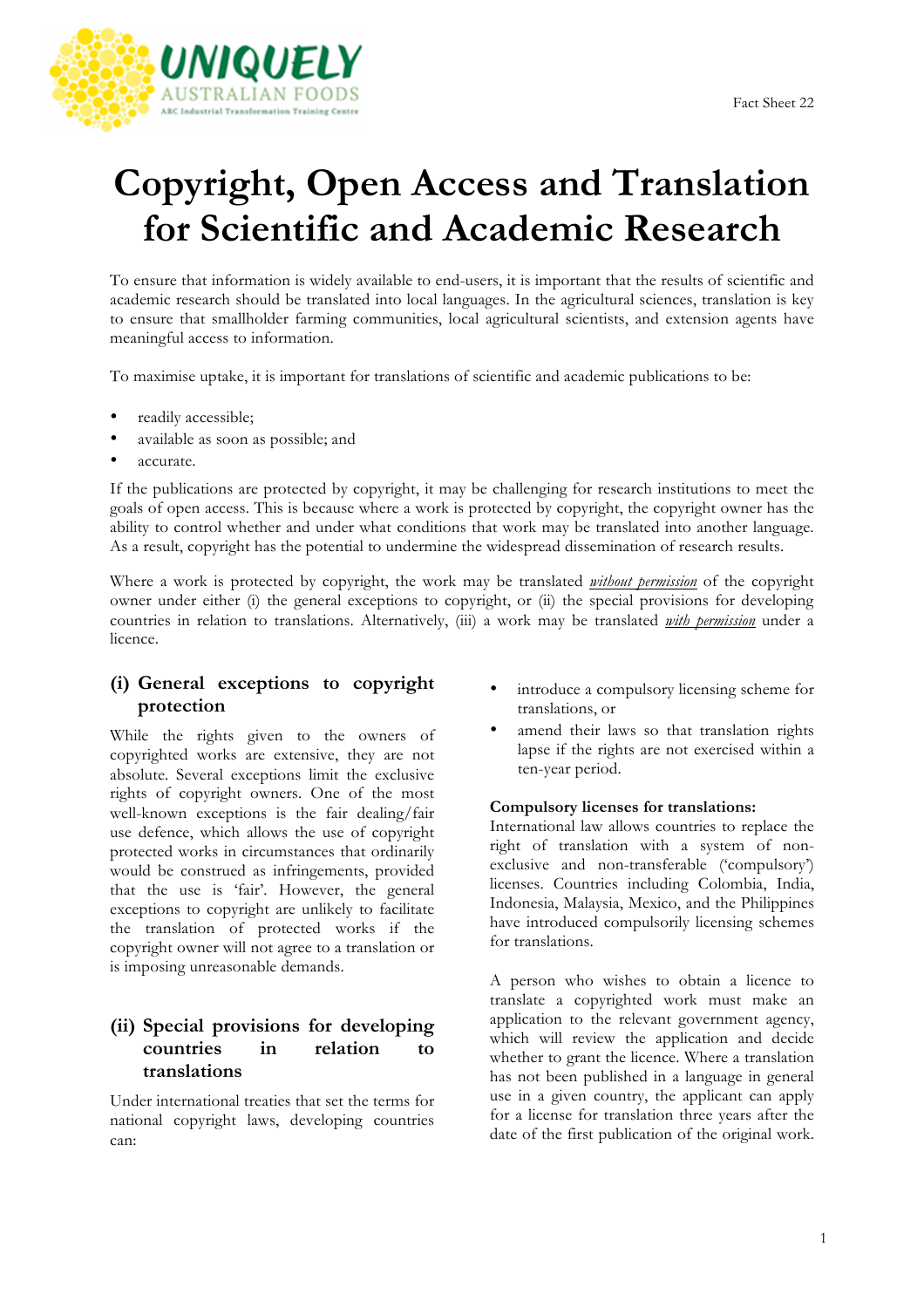UNIQUELY AUSTRALIAN FOODS
ARC Industrial Transformation Training Centre

Fact Sheet 22

# Copyright, Open Access and Translation for Scientific and Academic Research

To ensure that information is widely available to end-users, it is important that the results of scientific and academic research should be translated into local languages. In the agricultural sciences, translation is key to ensure that smallholder farming communities, local agricultural scientists, and extension agents have meaningful access to information.

To maximise uptake, it is important for translations of scientific and academic publications to be:

- readily accessible;
- available as soon as possible; and
- accurate.

If the publications are protected by copyright, it may be challenging for research institutions to meet the goals of open access. This is because where a work is protected by copyright, the copyright owner has the ability to control whether and under what conditions that work may be translated into another language. As a result, copyright has the potential to undermine the widespread dissemination of research results.

Where a work is protected by copyright, the work may be translated ***without permission*** of the copyright owner under either (i) the general exceptions to copyright, or (ii) the special provisions for developing countries in relation to translations. Alternatively, (iii) a work may be translated ***with permission*** under a licence.

## (i) General exceptions to copyright protection

While the rights given to the owners of copyrighted works are extensive, they are not absolute. Several exceptions limit the exclusive rights of copyright owners. One of the most well-known exceptions is the fair dealing/fair use defence, which allows the use of copyright protected works in circumstances that ordinarily would be construed as infringements, provided that the use is 'fair'. However, the general exceptions to copyright are unlikely to facilitate the translation of protected works if the copyright owner will not agree to a translation or is imposing unreasonable demands.

## (ii) Special provisions for developing countries in relation to translations

Under international treaties that set the terms for national copyright laws, developing countries can:

- introduce a compulsory licensing scheme for translations, or
- amend their laws so that translation rights lapse if the rights are not exercised within a ten-year period.

**Compulsory licenses for translations:**
International law allows countries to replace the right of translation with a system of non-exclusive and non-transferable ('compulsory') licenses. Countries including Colombia, India, Indonesia, Malaysia, Mexico, and the Philippines have introduced compulsorily licensing schemes for translations.

A person who wishes to obtain a licence to translate a copyrighted work must make an application to the relevant government agency, which will review the application and decide whether to grant the licence. Where a translation has not been published in a language in general use in a given country, the applicant can apply for a license for translation three years after the date of the first publication of the original work.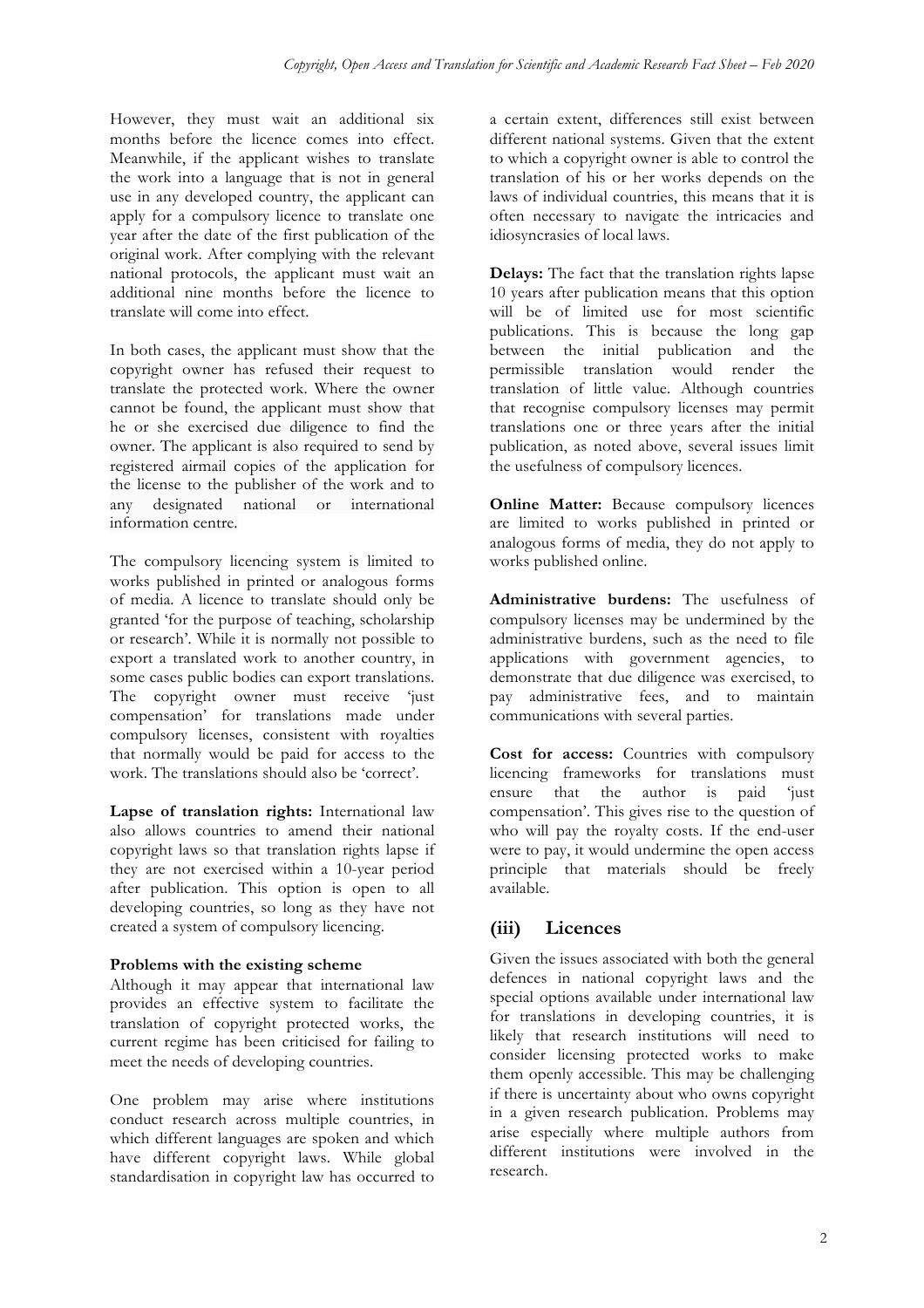However, they must wait an additional six months before the licence comes into effect. Meanwhile, if the applicant wishes to translate the work into a language that is not in general use in any developed country, the applicant can apply for a compulsory licence to translate one year after the date of the first publication of the original work. After complying with the relevant national protocols, the applicant must wait an additional nine months before the licence to translate will come into effect.

In both cases, the applicant must show that the copyright owner has refused their request to translate the protected work. Where the owner cannot be found, the applicant must show that he or she exercised due diligence to find the owner. The applicant is also required to send by registered airmail copies of the application for the license to the publisher of the work and to any designated national or international information centre.

The compulsory licencing system is limited to works published in printed or analogous forms of media. A licence to translate should only be granted 'for the purpose of teaching, scholarship or research'. While it is normally not possible to export a translated work to another country, in some cases public bodies can export translations. The copyright owner must receive 'just compensation' for translations made under compulsory licenses, consistent with royalties that normally would be paid for access to the work. The translations should also be 'correct'.

**Lapse of translation rights:** International law also allows countries to amend their national copyright laws so that translation rights lapse if they are not exercised within a 10-year period after publication. This option is open to all developing countries, so long as they have not created a system of compulsory licencing.

**Problems with the existing scheme**

Although it may appear that international law provides an effective system to facilitate the translation of copyright protected works, the current regime has been criticised for failing to meet the needs of developing countries.

One problem may arise where institutions conduct research across multiple countries, in which different languages are spoken and which have different copyright laws. While global standardisation in copyright law has occurred to a certain extent, differences still exist between different national systems. Given that the extent to which a copyright owner is able to control the translation of his or her works depends on the laws of individual countries, this means that it is often necessary to navigate the intricacies and idiosyncrasies of local laws.

**Delays:** The fact that the translation rights lapse 10 years after publication means that this option will be of limited use for most scientific publications. This is because the long gap between the initial publication and the permissible translation would render the translation of little value. Although countries that recognise compulsory licenses may permit translations one or three years after the initial publication, as noted above, several issues limit the usefulness of compulsory licences.

**Online Matter:** Because compulsory licences are limited to works published in printed or analogous forms of media, they do not apply to works published online.

**Administrative burdens:** The usefulness of compulsory licenses may be undermined by the administrative burdens, such as the need to file applications with government agencies, to demonstrate that due diligence was exercised, to pay administrative fees, and to maintain communications with several parties.

**Cost for access:** Countries with compulsory licencing frameworks for translations must ensure that the author is paid 'just compensation'. This gives rise to the question of who will pay the royalty costs. If the end-user were to pay, it would undermine the open access principle that materials should be freely available.

## (iii) Licences

Given the issues associated with both the general defences in national copyright laws and the special options available under international law for translations in developing countries, it is likely that research institutions will need to consider licensing protected works to make them openly accessible. This may be challenging if there is uncertainty about who owns copyright in a given research publication. Problems may arise especially where multiple authors from different institutions were involved in the research.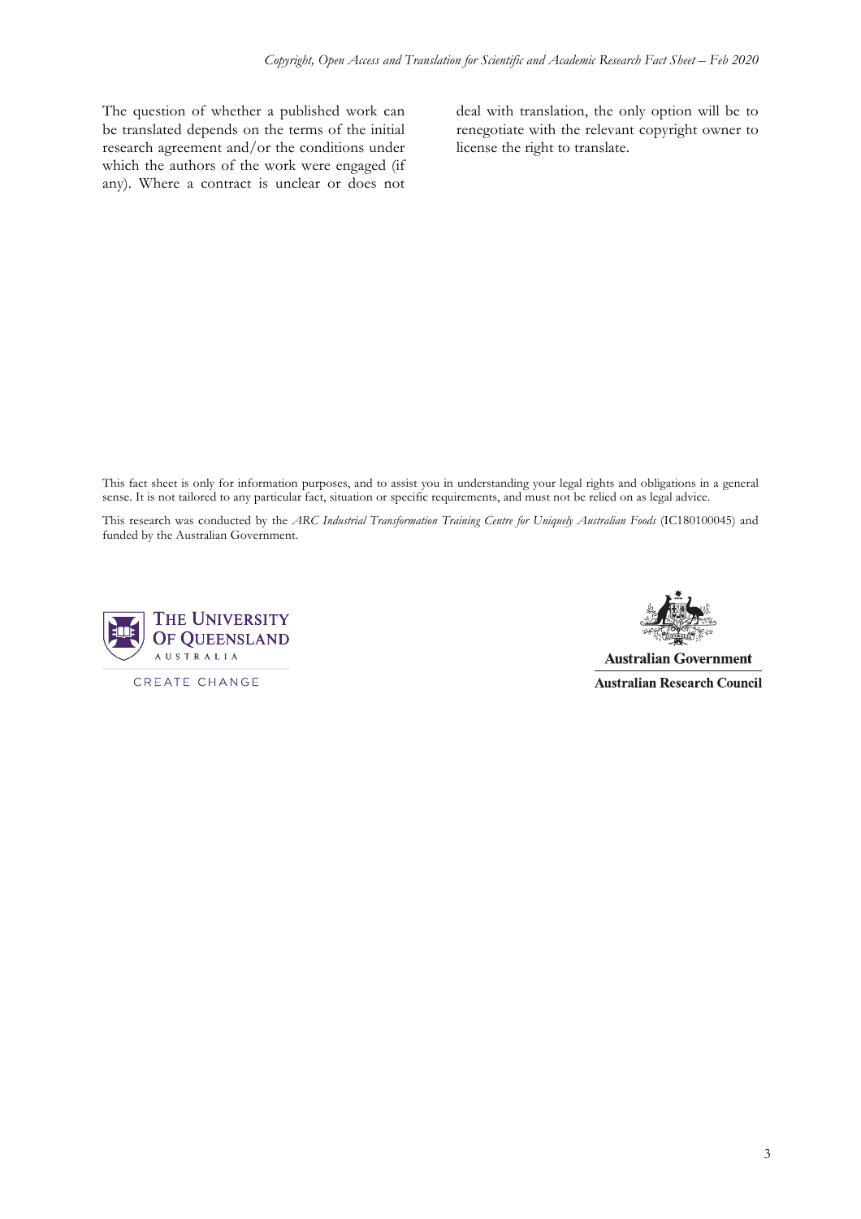The question of whether a published work can be translated depends on the terms of the initial research agreement and/or the conditions under which the authors of the work were engaged (if any). Where a contract is unclear or does not deal with translation, the only option will be to renegotiate with the relevant copyright owner to license the right to translate.

This fact sheet is only for information purposes, and to assist you in understanding your legal rights and obligations in a general sense. It is not tailored to any particular fact, situation or specific requirements, and must not be relied on as legal advice.

This research was conducted by the *ARC Industrial Transformation Training Centre for Uniquely Australian Foods* (IC180100045) and funded by the Australian Government.

THE UNIVERSITY OF QUEENSLAND
AUSTRALIA
CREATE CHANGE

Australian Government
Australian Research Council